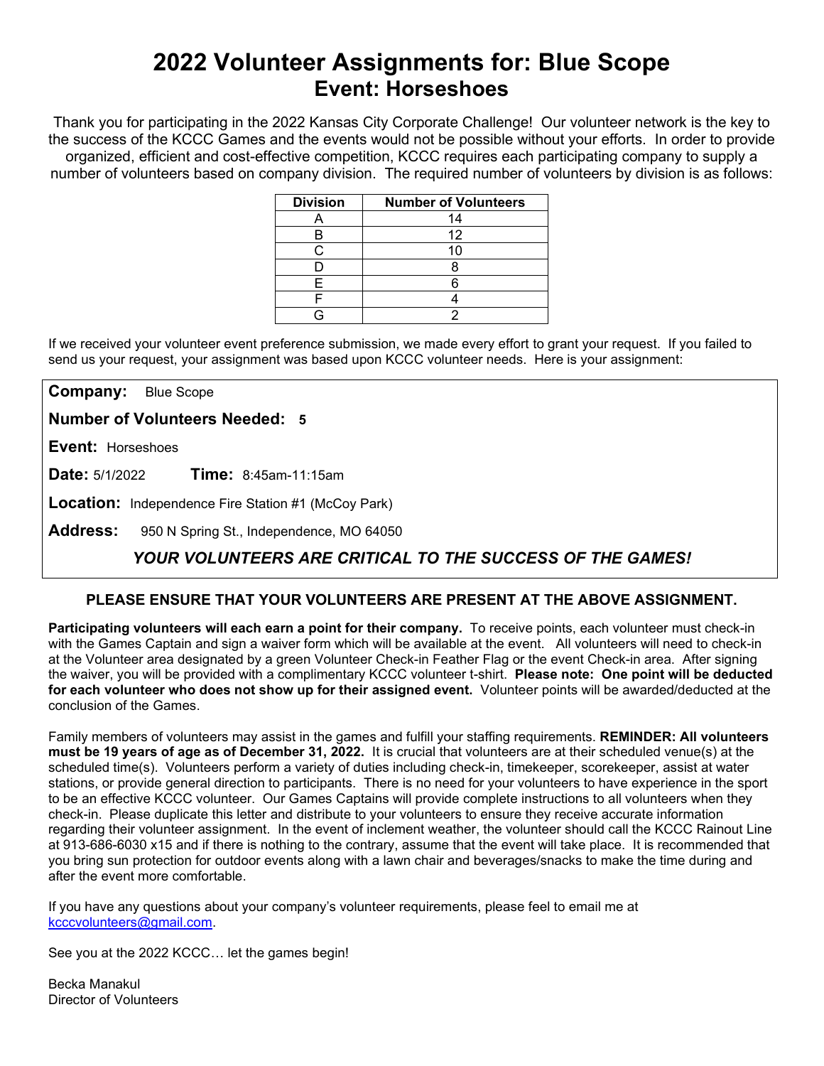# 2022 Volunteer Assignments for: Blue Scope

## Event: Horseshoes

Thank you for participating in the 2022 Kansas City Corporate Challenge! Our volunteer network is the key to the success of the KCCC Games and the events would not be possible without your efforts. In order to provide organized, efficient and cost-effective competition, KCCC requires each participating company to supply a number of volunteers based on company division. The required number of volunteers by division is as follows:

| Division | Number of Volunteers |
|---|---|
| A | 14 |
| B | 12 |
| C | 10 |
| D | 8 |
| E | 6 |
| F | 4 |
| G | 2 |

If we received your volunteer event preference submission, we made every effort to grant your request. If you failed to send us your request, your assignment was based upon KCCC volunteer needs. Here is your assignment:

**Company:** Blue Scope

**Number of Volunteers Needed:** **5**

**Event:** Horseshoes

**Date:** 5/1/2022 **Time:** 8:45am-11:15am

**Location:** Independence Fire Station #1 (McCoy Park)

**Address:** 950 N Spring St., Independence, MO 64050

***YOUR VOLUNTEERS ARE CRITICAL TO THE SUCCESS OF THE GAMES!***

**PLEASE ENSURE THAT YOUR VOLUNTEERS ARE PRESENT AT THE ABOVE ASSIGNMENT.**

**Participating volunteers will each earn a point for their company.** To receive points, each volunteer must check-in with the Games Captain and sign a waiver form which will be available at the event. All volunteers will need to check-in at the Volunteer area designated by a green Volunteer Check-in Feather Flag or the event Check-in area. After signing the waiver, you will be provided with a complimentary KCCC volunteer t-shirt. **Please note: One point will be deducted for each volunteer who does not show up for their assigned event.** Volunteer points will be awarded/deducted at the conclusion of the Games.

Family members of volunteers may assist in the games and fulfill your staffing requirements. **REMINDER: All volunteers must be 19 years of age as of December 31, 2022.** It is crucial that volunteers are at their scheduled venue(s) at the scheduled time(s). Volunteers perform a variety of duties including check-in, timekeeper, scorekeeper, assist at water stations, or provide general direction to participants. There is no need for your volunteers to have experience in the sport to be an effective KCCC volunteer. Our Games Captains will provide complete instructions to all volunteers when they check-in. Please duplicate this letter and distribute to your volunteers to ensure they receive accurate information regarding their volunteer assignment. In the event of inclement weather, the volunteer should call the KCCC Rainout Line at 913-686-6030 x15 and if there is nothing to the contrary, assume that the event will take place. It is recommended that you bring sun protection for outdoor events along with a lawn chair and beverages/snacks to make the time during and after the event more comfortable.

If you have any questions about your company's volunteer requirements, please feel to email me at kcccvolunteers@gmail.com.

See you at the 2022 KCCC… let the games begin!

Becka Manakul
Director of Volunteers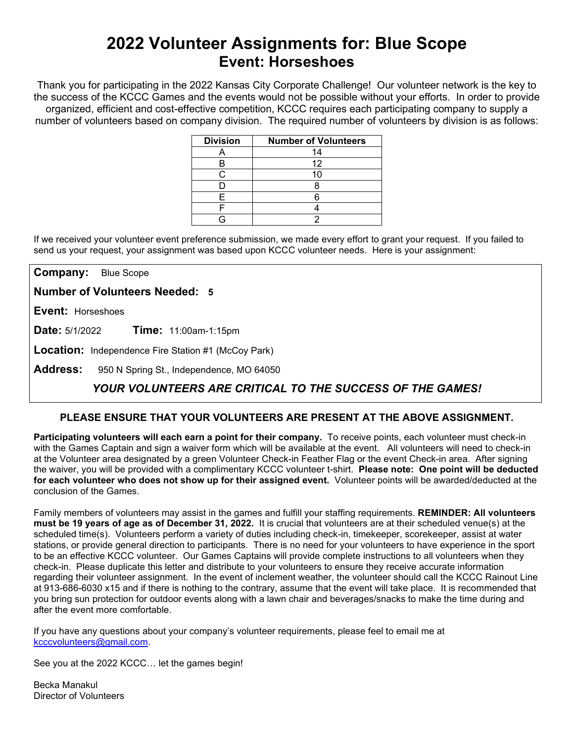# 2022 Volunteer Assignments for: Blue Scope
## Event: Horseshoes

Thank you for participating in the 2022 Kansas City Corporate Challenge! Our volunteer network is the key to the success of the KCCC Games and the events would not be possible without your efforts. In order to provide organized, efficient and cost-effective competition, KCCC requires each participating company to supply a number of volunteers based on company division. The required number of volunteers by division is as follows:

| Division | Number of Volunteers |
|---|---|
| A | 14 |
| B | 12 |
| C | 10 |
| D | 8 |
| E | 6 |
| F | 4 |
| G | 2 |

If we received your volunteer event preference submission, we made every effort to grant your request. If you failed to send us your request, your assignment was based upon KCCC volunteer needs. Here is your assignment:

**Company:** Blue Scope

**Number of Volunteers Needed:** **5**

**Event:** Horseshoes

**Date:** 5/1/2022 **Time:** 11:00am-1:15pm

**Location:** Independence Fire Station #1 (McCoy Park)

**Address:** 950 N Spring St., Independence, MO 64050

***YOUR VOLUNTEERS ARE CRITICAL TO THE SUCCESS OF THE GAMES!***

**PLEASE ENSURE THAT YOUR VOLUNTEERS ARE PRESENT AT THE ABOVE ASSIGNMENT.**

**Participating volunteers will each earn a point for their company.** To receive points, each volunteer must check-in with the Games Captain and sign a waiver form which will be available at the event. All volunteers will need to check-in at the Volunteer area designated by a green Volunteer Check-in Feather Flag or the event Check-in area. After signing the waiver, you will be provided with a complimentary KCCC volunteer t-shirt. **Please note: One point will be deducted for each volunteer who does not show up for their assigned event.** Volunteer points will be awarded/deducted at the conclusion of the Games.

Family members of volunteers may assist in the games and fulfill your staffing requirements. **REMINDER: All volunteers must be 19 years of age as of December 31, 2022.** It is crucial that volunteers are at their scheduled venue(s) at the scheduled time(s). Volunteers perform a variety of duties including check-in, timekeeper, scorekeeper, assist at water stations, or provide general direction to participants. There is no need for your volunteers to have experience in the sport to be an effective KCCC volunteer. Our Games Captains will provide complete instructions to all volunteers when they check-in. Please duplicate this letter and distribute to your volunteers to ensure they receive accurate information regarding their volunteer assignment. In the event of inclement weather, the volunteer should call the KCCC Rainout Line at 913-686-6030 x15 and if there is nothing to the contrary, assume that the event will take place. It is recommended that you bring sun protection for outdoor events along with a lawn chair and beverages/snacks to make the time during and after the event more comfortable.

If you have any questions about your company's volunteer requirements, please feel to email me at kcccvolunteers@gmail.com.

See you at the 2022 KCCC… let the games begin!

Becka Manakul
Director of Volunteers